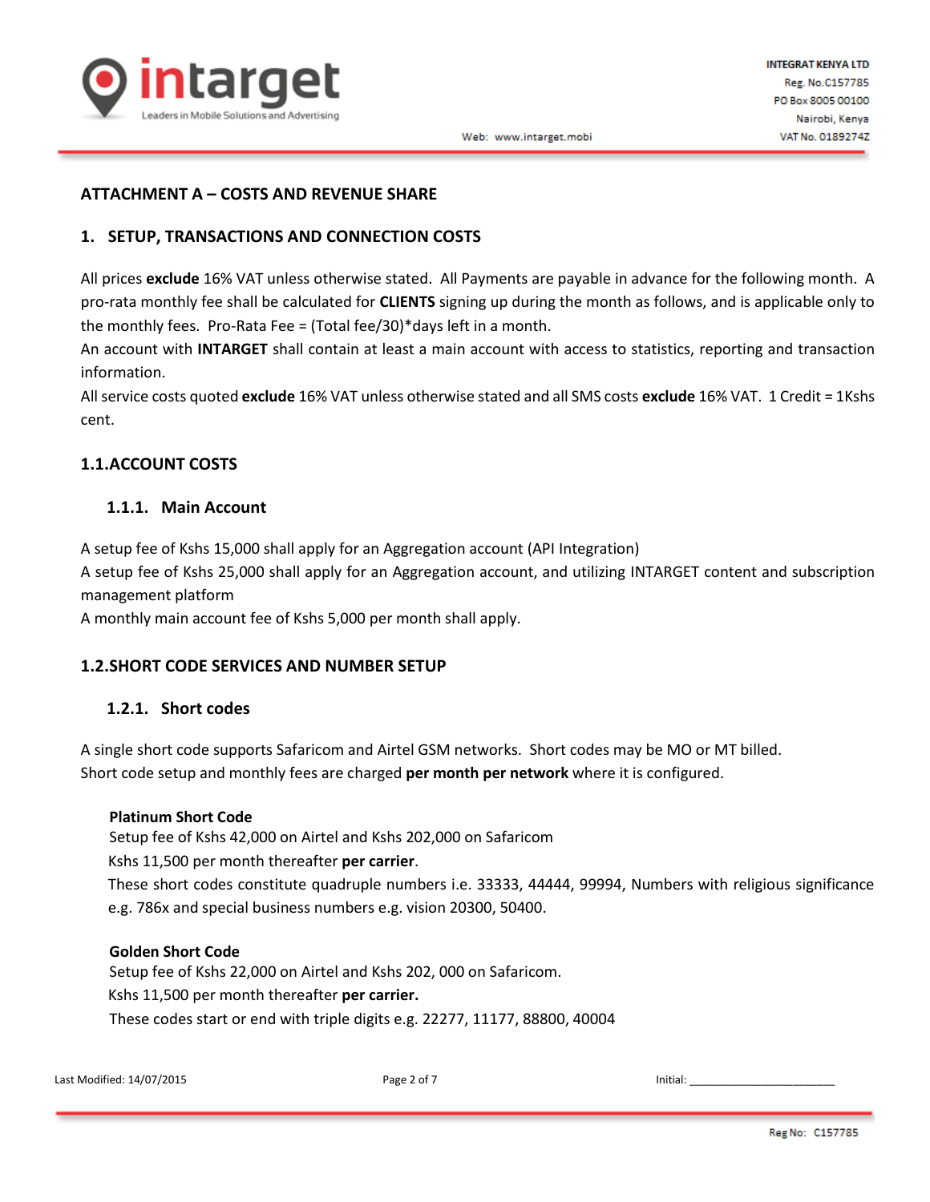## ATTACHMENT A – COSTS AND REVENUE SHARE

### 1. SETUP, TRANSACTIONS AND CONNECTION COSTS

All prices **exclude** 16% VAT unless otherwise stated. All Payments are payable in advance for the following month. A pro-rata monthly fee shall be calculated for **CLIENTS** signing up during the month as follows, and is applicable only to the monthly fees. Pro-Rata Fee = (Total fee/30)*days left in a month.

An account with **INTARGET** shall contain at least a main account with access to statistics, reporting and transaction information.

All service costs quoted **exclude** 16% VAT unless otherwise stated and all SMS costs **exclude** 16% VAT. 1 Credit = 1Kshs cent.

### 1.1. ACCOUNT COSTS

#### 1.1.1. Main Account

A setup fee of Kshs 15,000 shall apply for an Aggregation account (API Integration)

A setup fee of Kshs 25,000 shall apply for an Aggregation account, and utilizing INTARGET content and subscription management platform

A monthly main account fee of Kshs 5,000 per month shall apply.

### 1.2. SHORT CODE SERVICES AND NUMBER SETUP

#### 1.2.1. Short codes

A single short code supports Safaricom and Airtel GSM networks. Short codes may be MO or MT billed.

Short code setup and monthly fees are charged **per month per network** where it is configured.

**Platinum Short Code**

Setup fee of Kshs 42,000 on Airtel and Kshs 202,000 on Safaricom

Kshs 11,500 per month thereafter **per carrier**.

These short codes constitute quadruple numbers i.e. 33333, 44444, 99994, Numbers with religious significance e.g. 786x and special business numbers e.g. vision 20300, 50400.

**Golden Short Code**

Setup fee of Kshs 22,000 on Airtel and Kshs 202, 000 on Safaricom.

Kshs 11,500 per month thereafter **per carrier.**

These codes start or end with triple digits e.g. 22277, 11177, 88800, 40004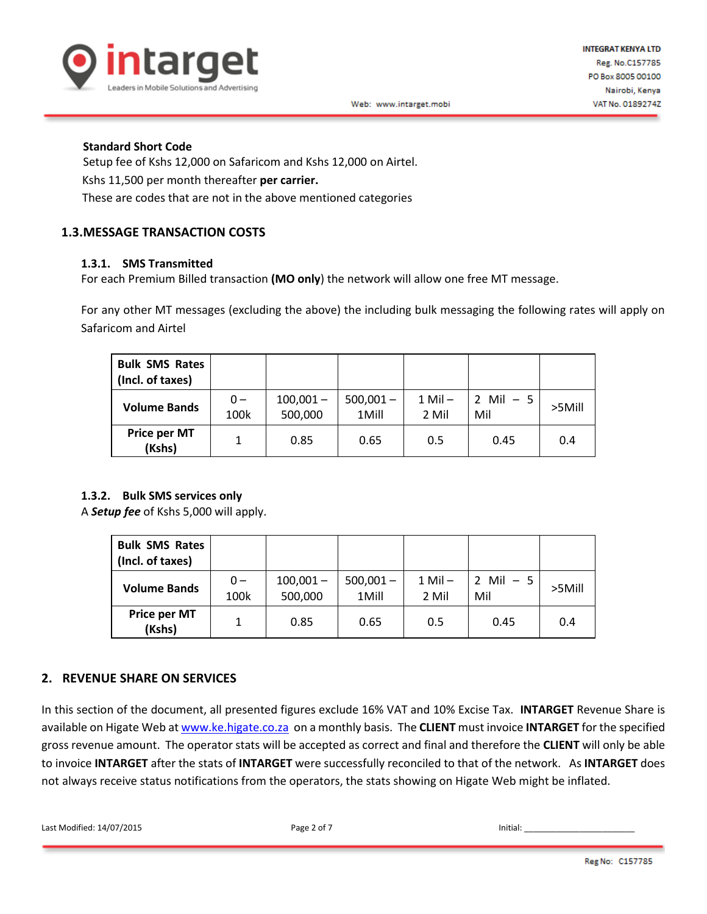**Standard Short Code**

Setup fee of Kshs 12,000 on Safaricom and Kshs 12,000 on Airtel.

Kshs 11,500 per month thereafter **per carrier.**

These are codes that are not in the above mentioned categories

## 1.3. MESSAGE TRANSACTION COSTS

### 1.3.1. SMS Transmitted

For each Premium Billed transaction **(MO only**) the network will allow one free MT message.

For any other MT messages (excluding the above) the including bulk messaging the following rates will apply on Safaricom and Airtel

| **Bulk SMS Rates (Incl. of taxes)** | | | | | | |
|---|---|---|---|---|---|---|
| **Volume Bands** | 0 – 100k | 100,001 – 500,000 | 500,001 – 1Mill | 1 Mil – 2 Mil | 2 Mil – 5 Mil | >5Mill |
| **Price per MT (Kshs)** | 1 | 0.85 | 0.65 | 0.5 | 0.45 | 0.4 |

### 1.3.2. Bulk SMS services only

A ***Setup fee*** of Kshs 5,000 will apply.

| **Bulk SMS Rates (Incl. of taxes)** | | | | | | |
|---|---|---|---|---|---|---|
| **Volume Bands** | 0 – 100k | 100,001 – 500,000 | 500,001 – 1Mill | 1 Mil – 2 Mil | 2 Mil – 5 Mil | >5Mill |
| **Price per MT (Kshs)** | 1 | 0.85 | 0.65 | 0.5 | 0.45 | 0.4 |

## 2. REVENUE SHARE ON SERVICES

In this section of the document, all presented figures exclude 16% VAT and 10% Excise Tax. **INTARGET** Revenue Share is available on Higate Web at www.ke.higate.co.za on a monthly basis. The **CLIENT** must invoice **INTARGET** for the specified gross revenue amount. The operator stats will be accepted as correct and final and therefore the **CLIENT** will only be able to invoice **INTARGET** after the stats of **INTARGET** were successfully reconciled to that of the network. As **INTARGET** does not always receive status notifications from the operators, the stats showing on Higate Web might be inflated.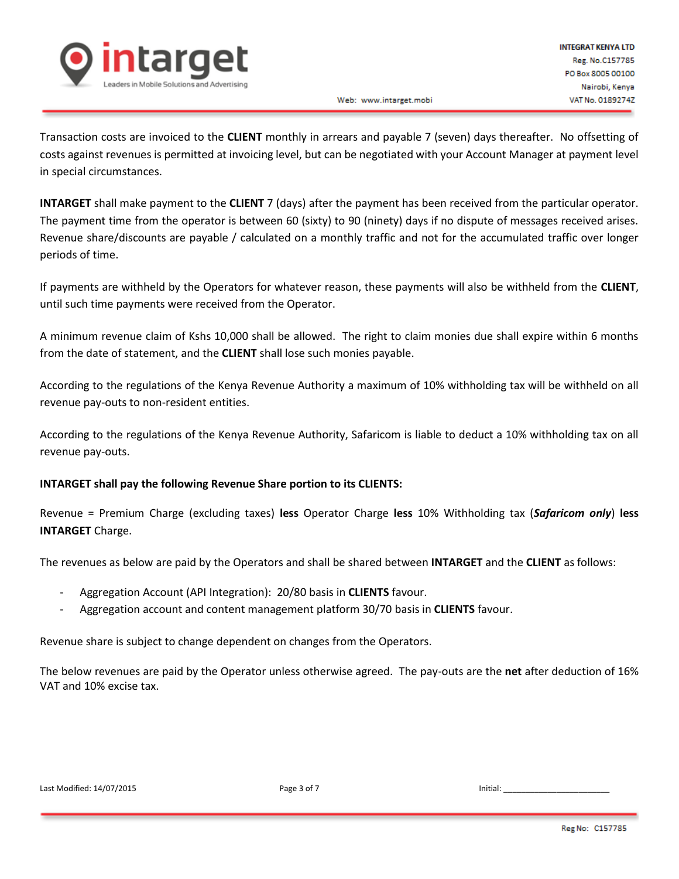Transaction costs are invoiced to the **CLIENT** monthly in arrears and payable 7 (seven) days thereafter. No offsetting of costs against revenues is permitted at invoicing level, but can be negotiated with your Account Manager at payment level in special circumstances.

**INTARGET** shall make payment to the **CLIENT** 7 (days) after the payment has been received from the particular operator. The payment time from the operator is between 60 (sixty) to 90 (ninety) days if no dispute of messages received arises. Revenue share/discounts are payable / calculated on a monthly traffic and not for the accumulated traffic over longer periods of time.

If payments are withheld by the Operators for whatever reason, these payments will also be withheld from the **CLIENT**, until such time payments were received from the Operator.

A minimum revenue claim of Kshs 10,000 shall be allowed. The right to claim monies due shall expire within 6 months from the date of statement, and the **CLIENT** shall lose such monies payable.

According to the regulations of the Kenya Revenue Authority a maximum of 10% withholding tax will be withheld on all revenue pay-outs to non-resident entities.

According to the regulations of the Kenya Revenue Authority, Safaricom is liable to deduct a 10% withholding tax on all revenue pay-outs.

**INTARGET shall pay the following Revenue Share portion to its CLIENTS:**

Revenue = Premium Charge (excluding taxes) **less** Operator Charge **less** 10% Withholding tax (***Safaricom only***) **less** **INTARGET** Charge.

The revenues as below are paid by the Operators and shall be shared between **INTARGET** and the **CLIENT** as follows:

- Aggregation Account (API Integration): 20/80 basis in **CLIENTS** favour.
- Aggregation account and content management platform 30/70 basis in **CLIENTS** favour.

Revenue share is subject to change dependent on changes from the Operators.

The below revenues are paid by the Operator unless otherwise agreed. The pay-outs are the **net** after deduction of 16% VAT and 10% excise tax.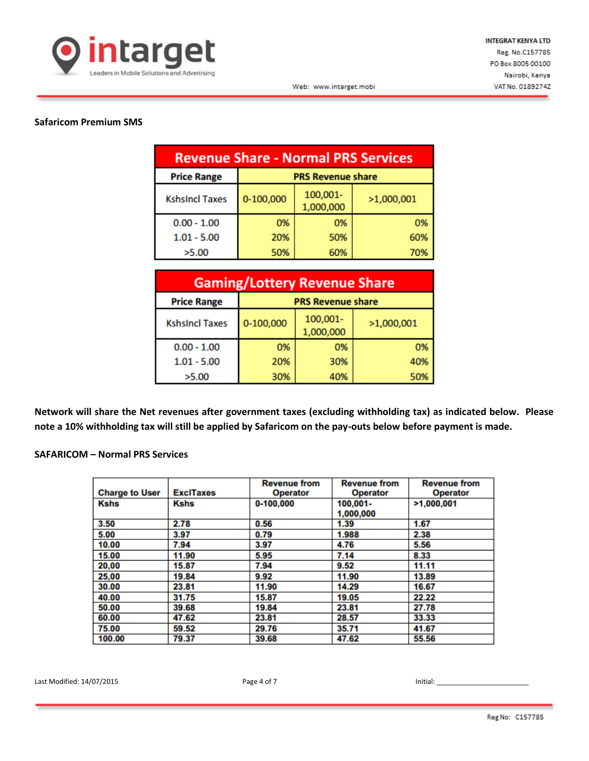**Safaricom Premium SMS**

| Revenue Share - Normal PRS Services | | | |
|---|---|---|---|
| Price Range | PRS Revenue share | | |
| KshsIncl Taxes | 0-100,000 | 100,001-1,000,000 | >1,000,001 |
| 0.00 - 1.00 | 0% | 0% | 0% |
| 1.01 - 5.00 | 20% | 50% | 60% |
| >5.00 | 50% | 60% | 70% |

| Gaming/Lottery Revenue Share | | | |
|---|---|---|---|
| Price Range | PRS Revenue share | | |
| KshsIncl Taxes | 0-100,000 | 100,001-1,000,000 | >1,000,001 |
| 0.00 - 1.00 | 0% | 0% | 0% |
| 1.01 - 5.00 | 20% | 30% | 40% |
| >5.00 | 30% | 40% | 50% |

**Network will share the Net revenues after government taxes (excluding withholding tax) as indicated below. Please note a 10% withholding tax will still be applied by Safaricom on the pay-outs below before payment is made.**

**SAFARICOM – Normal PRS Services**

| Charge to User Kshs | ExclTaxes Kshs | Revenue from Operator 0-100,000 | Revenue from Operator 100,001-1,000,000 | Revenue from Operator >1,000,001 |
|---|---|---|---|---|
| 3.50 | 2.78 | 0.56 | 1.39 | 1.67 |
| 5.00 | 3.97 | 0.79 | 1.988 | 2.38 |
| 10.00 | 7.94 | 3.97 | 4.76 | 5.56 |
| 15.00 | 11.90 | 5.95 | 7.14 | 8.33 |
| 20,00 | 15.87 | 7.94 | 9.52 | 11.11 |
| 25,00 | 19.84 | 9.92 | 11.90 | 13.89 |
| 30.00 | 23.81 | 11.90 | 14.29 | 16.67 |
| 40.00 | 31.75 | 15.87 | 19.05 | 22.22 |
| 50.00 | 39.68 | 19.84 | 23.81 | 27.78 |
| 60.00 | 47.62 | 23.81 | 28.57 | 33.33 |
| 75.00 | 59.52 | 29.76 | 35.71 | 41.67 |
| 100.00 | 79.37 | 39.68 | 47.62 | 55.56 |

Last Modified: 14/07/2015

Initial: ________________________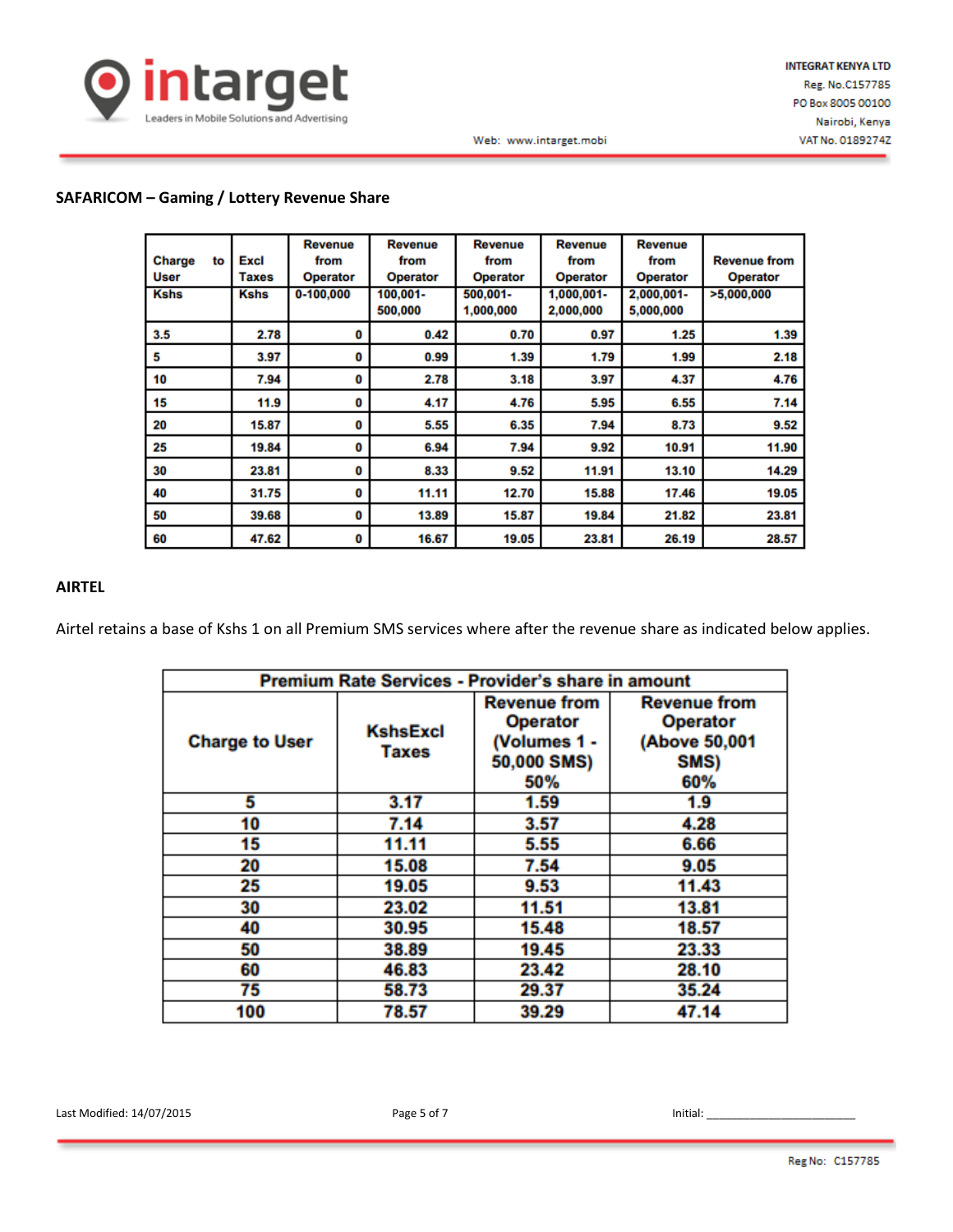## SAFARICOM – Gaming / Lottery Revenue Share

| Charge to User Kshs | Excl Taxes Kshs | Revenue from Operator 0-100,000 | Revenue from Operator 100,001-500,000 | Revenue from Operator 500,001-1,000,000 | Revenue from Operator 1,000,001-2,000,000 | Revenue from Operator 2,000,001-5,000,000 | Revenue from Operator >5,000,000 |
|---|---|---|---|---|---|---|---|
| 3.5 | 2.78 | 0 | 0.42 | 0.70 | 0.97 | 1.25 | 1.39 |
| 5 | 3.97 | 0 | 0.99 | 1.39 | 1.79 | 1.99 | 2.18 |
| 10 | 7.94 | 0 | 2.78 | 3.18 | 3.97 | 4.37 | 4.76 |
| 15 | 11.9 | 0 | 4.17 | 4.76 | 5.95 | 6.55 | 7.14 |
| 20 | 15.87 | 0 | 5.55 | 6.35 | 7.94 | 8.73 | 9.52 |
| 25 | 19.84 | 0 | 6.94 | 7.94 | 9.92 | 10.91 | 11.90 |
| 30 | 23.81 | 0 | 8.33 | 9.52 | 11.91 | 13.10 | 14.29 |
| 40 | 31.75 | 0 | 11.11 | 12.70 | 15.88 | 17.46 | 19.05 |
| 50 | 39.68 | 0 | 13.89 | 15.87 | 19.84 | 21.82 | 23.81 |
| 60 | 47.62 | 0 | 16.67 | 19.05 | 23.81 | 26.19 | 28.57 |

## AIRTEL

Airtel retains a base of Kshs 1 on all Premium SMS services where after the revenue share as indicated below applies.

| Premium Rate Services - Provider's share in amount | | | |
|---|---|---|---|
| Charge to User | KshsExcl Taxes | Revenue from Operator (Volumes 1 - 50,000 SMS) 50% | Revenue from Operator (Above 50,001 SMS) 60% |
| 5 | 3.17 | 1.59 | 1.9 |
| 10 | 7.14 | 3.57 | 4.28 |
| 15 | 11.11 | 5.55 | 6.66 |
| 20 | 15.08 | 7.54 | 9.05 |
| 25 | 19.05 | 9.53 | 11.43 |
| 30 | 23.02 | 11.51 | 13.81 |
| 40 | 30.95 | 15.48 | 18.57 |
| 50 | 38.89 | 19.45 | 23.33 |
| 60 | 46.83 | 23.42 | 28.10 |
| 75 | 58.73 | 29.37 | 35.24 |
| 100 | 78.57 | 39.29 | 47.14 |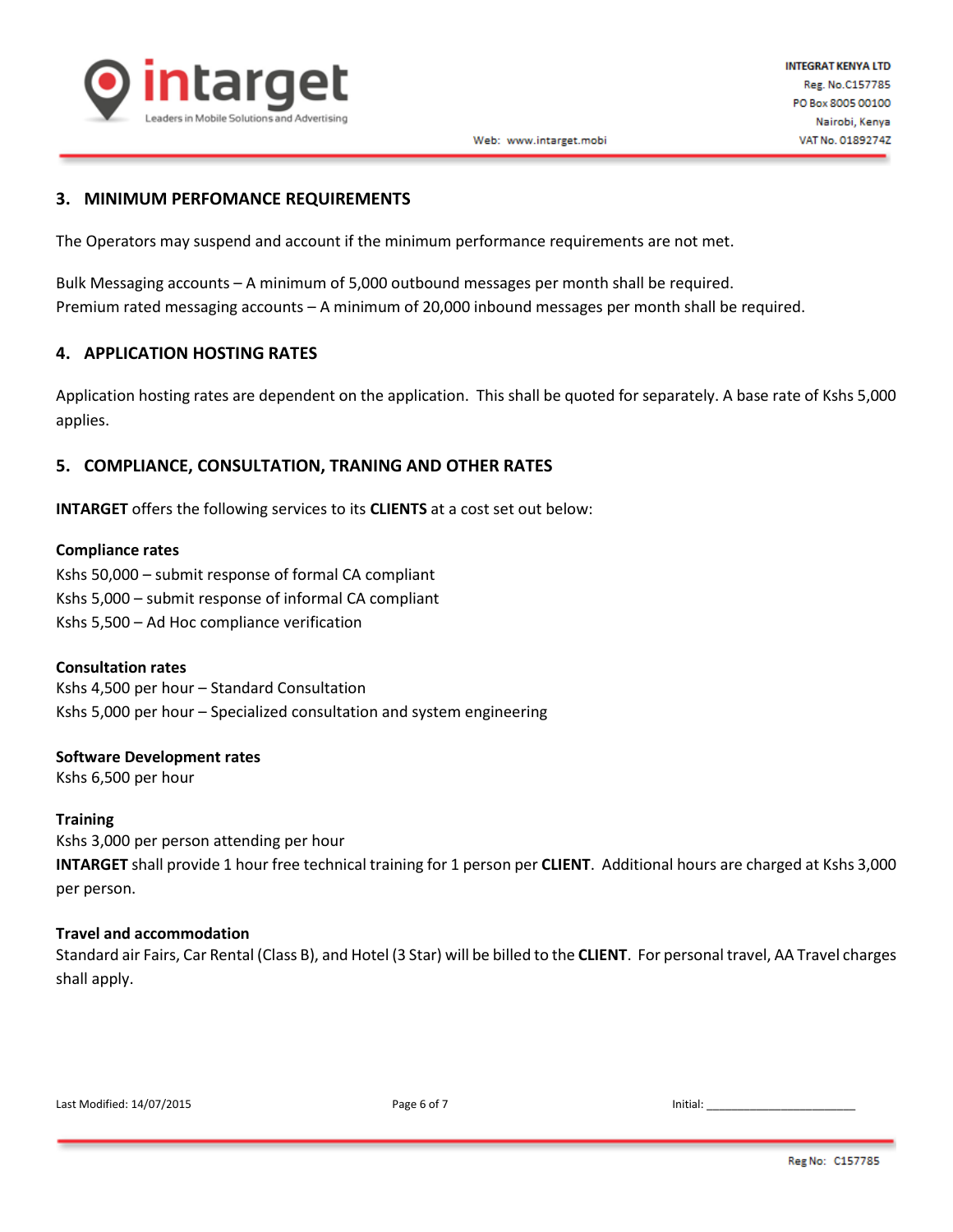## 3. MINIMUM PERFOMANCE REQUIREMENTS

The Operators may suspend and account if the minimum performance requirements are not met.

Bulk Messaging accounts – A minimum of 5,000 outbound messages per month shall be required.
Premium rated messaging accounts – A minimum of 20,000 inbound messages per month shall be required.

## 4. APPLICATION HOSTING RATES

Application hosting rates are dependent on the application. This shall be quoted for separately. A base rate of Kshs 5,000 applies.

## 5. COMPLIANCE, CONSULTATION, TRANING AND OTHER RATES

**INTARGET** offers the following services to its **CLIENTS** at a cost set out below:

**Compliance rates**
Kshs 50,000 – submit response of formal CA compliant
Kshs 5,000 – submit response of informal CA compliant
Kshs 5,500 – Ad Hoc compliance verification

**Consultation rates**
Kshs 4,500 per hour – Standard Consultation
Kshs 5,000 per hour – Specialized consultation and system engineering

**Software Development rates**
Kshs 6,500 per hour

**Training**
Kshs 3,000 per person attending per hour
**INTARGET** shall provide 1 hour free technical training for 1 person per **CLIENT**. Additional hours are charged at Kshs 3,000 per person.

**Travel and accommodation**
Standard air Fairs, Car Rental (Class B), and Hotel (3 Star) will be billed to the **CLIENT**. For personal travel, AA Travel charges shall apply.

Last Modified: 14/07/2015

Initial: ______________________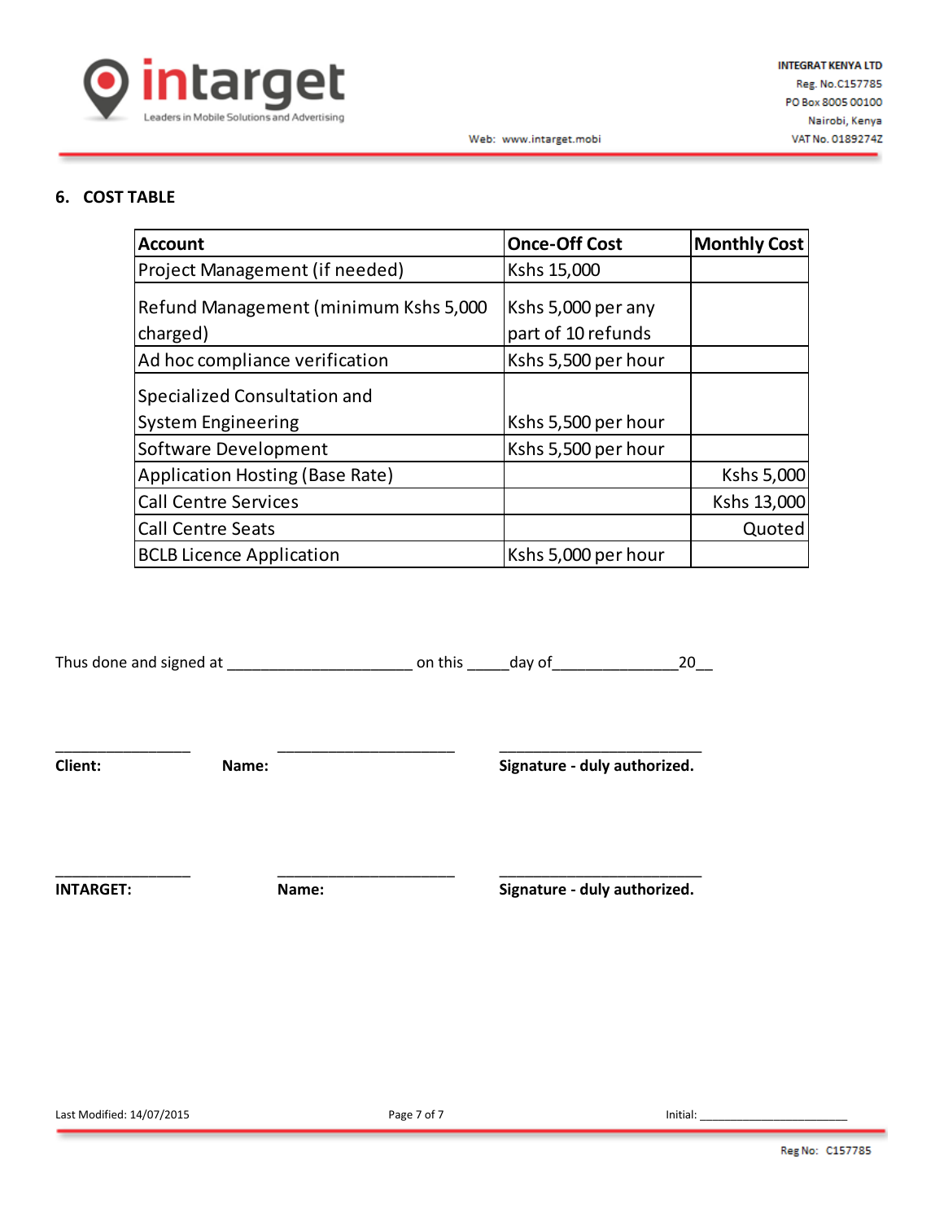## 6. COST TABLE

| Account | Once-Off Cost | Monthly Cost |
|---|---|---|
| Project Management (if needed) | Kshs 15,000 | |
| Refund Management (minimum Kshs 5,000 charged) | Kshs 5,000 per any part of 10 refunds | |
| Ad hoc compliance verification | Kshs 5,500 per hour | |
| Specialized Consultation and System Engineering | Kshs 5,500 per hour | |
| Software Development | Kshs 5,500 per hour | |
| Application Hosting (Base Rate) | | Kshs 5,000 |
| Call Centre Services | | Kshs 13,000 |
| Call Centre Seats | | Quoted |
| BCLB Licence Application | Kshs 5,000 per hour | |

Thus done and signed at ______________________ on this _____day of_______________20__

_________________ ______________________ _________________________

**Client:** **Name:** **Signature - duly authorized.**

_________________ ______________________ _________________________

**INTARGET:** **Name:** **Signature - duly authorized.**

Last Modified: 14/07/2015

Initial: ________________________